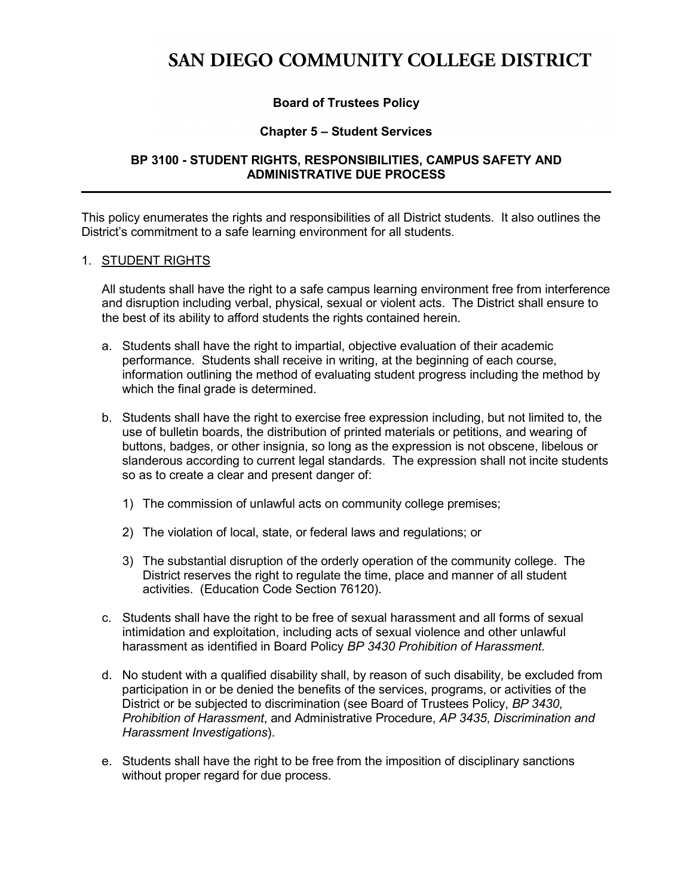# SAN DIEGO COMMUNITY COLLEGE DISTRICT

**Board of Trustees Policy**

**Chapter 5 – Student Services**

## BP 3100 - STUDENT RIGHTS, RESPONSIBILITIES, CAMPUS SAFETY AND ADMINISTRATIVE DUE PROCESS

This policy enumerates the rights and responsibilities of all District students. It also outlines the District's commitment to a safe learning environment for all students.

1. STUDENT RIGHTS

   All students shall have the right to a safe campus learning environment free from interference and disruption including verbal, physical, sexual or violent acts. The District shall ensure to the best of its ability to afford students the rights contained herein.

   a. Students shall have the right to impartial, objective evaluation of their academic performance. Students shall receive in writing, at the beginning of each course, information outlining the method of evaluating student progress including the method by which the final grade is determined.

   b. Students shall have the right to exercise free expression including, but not limited to, the use of bulletin boards, the distribution of printed materials or petitions, and wearing of buttons, badges, or other insignia, so long as the expression is not obscene, libelous or slanderous according to current legal standards. The expression shall not incite students so as to create a clear and present danger of:

      1) The commission of unlawful acts on community college premises;

      2) The violation of local, state, or federal laws and regulations; or

      3) The substantial disruption of the orderly operation of the community college. The District reserves the right to regulate the time, place and manner of all student activities. (Education Code Section 76120).

   c. Students shall have the right to be free of sexual harassment and all forms of sexual intimidation and exploitation, including acts of sexual violence and other unlawful harassment as identified in Board Policy *BP 3430 Prohibition of Harassment.*

   d. No student with a qualified disability shall, by reason of such disability, be excluded from participation in or be denied the benefits of the services, programs, or activities of the District or be subjected to discrimination (see Board of Trustees Policy, *BP 3430*, *Prohibition of Harassment*, and Administrative Procedure, *AP 3435*, *Discrimination and Harassment Investigations*).

   e. Students shall have the right to be free from the imposition of disciplinary sanctions without proper regard for due process.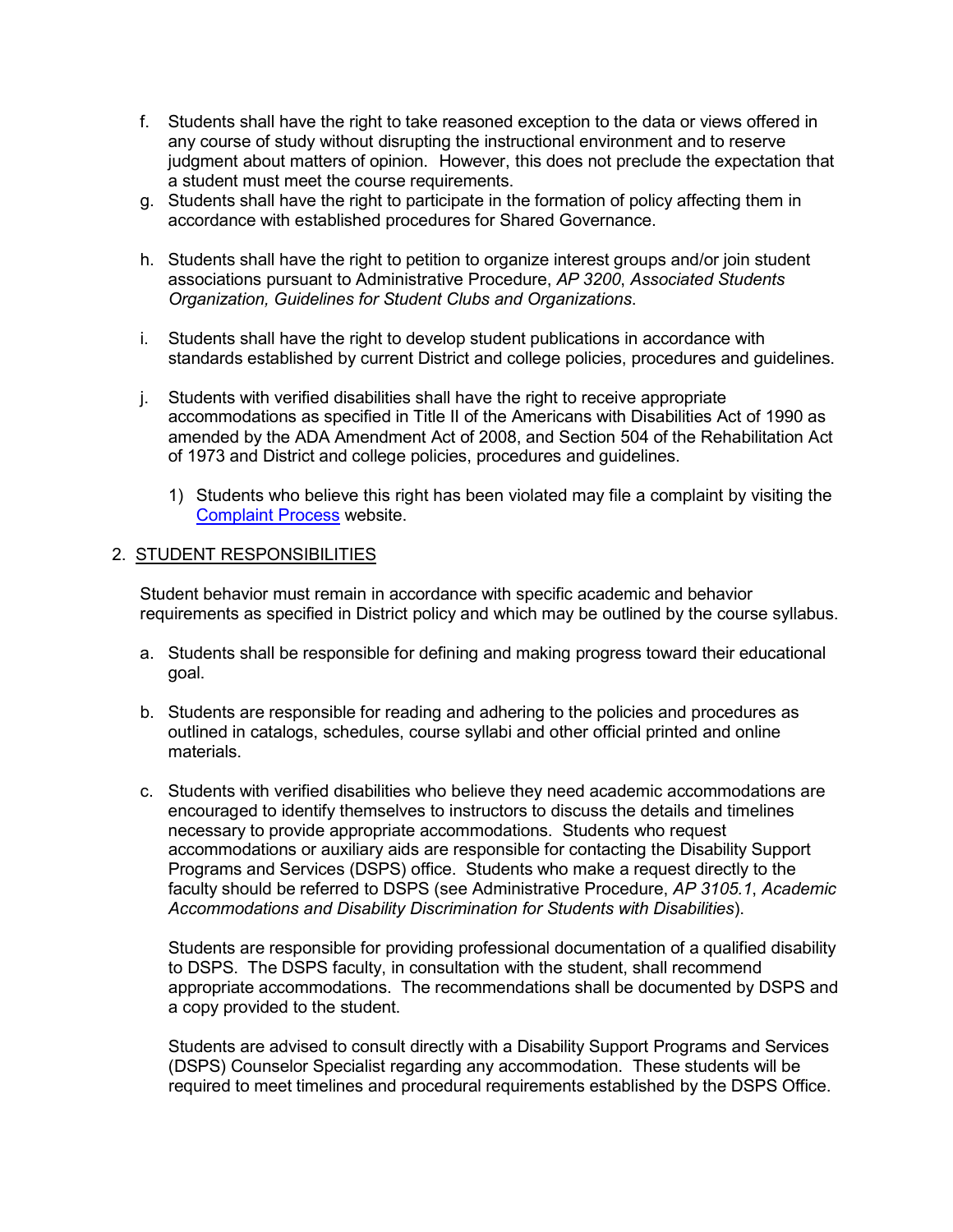f. Students shall have the right to take reasoned exception to the data or views offered in any course of study without disrupting the instructional environment and to reserve judgment about matters of opinion. However, this does not preclude the expectation that a student must meet the course requirements.

g. Students shall have the right to participate in the formation of policy affecting them in accordance with established procedures for Shared Governance.

h. Students shall have the right to petition to organize interest groups and/or join student associations pursuant to Administrative Procedure, *AP 3200*, *Associated Students Organization, Guidelines for Student Clubs and Organizations*.

i. Students shall have the right to develop student publications in accordance with standards established by current District and college policies, procedures and guidelines.

j. Students with verified disabilities shall have the right to receive appropriate accommodations as specified in Title II of the Americans with Disabilities Act of 1990 as amended by the ADA Amendment Act of 2008, and Section 504 of the Rehabilitation Act of 1973 and District and college policies, procedures and guidelines.

   1) Students who believe this right has been violated may file a complaint by visiting the Complaint Process website.

## 2. STUDENT RESPONSIBILITIES

Student behavior must remain in accordance with specific academic and behavior requirements as specified in District policy and which may be outlined by the course syllabus.

a. Students shall be responsible for defining and making progress toward their educational goal.

b. Students are responsible for reading and adhering to the policies and procedures as outlined in catalogs, schedules, course syllabi and other official printed and online materials.

c. Students with verified disabilities who believe they need academic accommodations are encouraged to identify themselves to instructors to discuss the details and timelines necessary to provide appropriate accommodations. Students who request accommodations or auxiliary aids are responsible for contacting the Disability Support Programs and Services (DSPS) office. Students who make a request directly to the faculty should be referred to DSPS (see Administrative Procedure, *AP 3105.1*, *Academic Accommodations and Disability Discrimination for Students with Disabilities*).

   Students are responsible for providing professional documentation of a qualified disability to DSPS. The DSPS faculty, in consultation with the student, shall recommend appropriate accommodations. The recommendations shall be documented by DSPS and a copy provided to the student.

   Students are advised to consult directly with a Disability Support Programs and Services (DSPS) Counselor Specialist regarding any accommodation. These students will be required to meet timelines and procedural requirements established by the DSPS Office.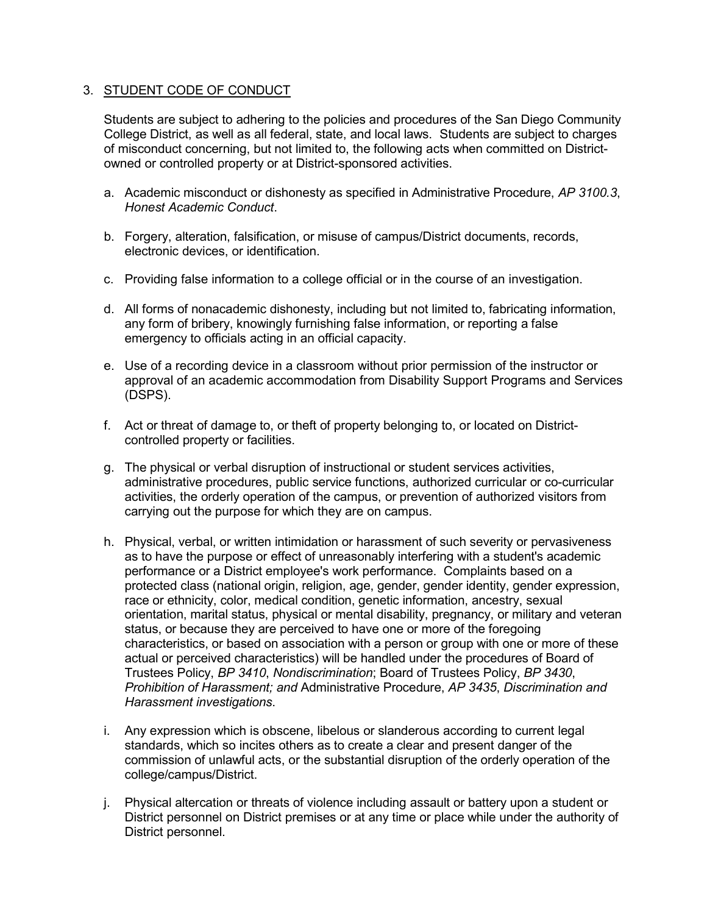3. STUDENT CODE OF CONDUCT

Students are subject to adhering to the policies and procedures of the San Diego Community College District, as well as all federal, state, and local laws. Students are subject to charges of misconduct concerning, but not limited to, the following acts when committed on District-owned or controlled property or at District-sponsored activities.

a. Academic misconduct or dishonesty as specified in Administrative Procedure, *AP 3100.3*, *Honest Academic Conduct*.

b. Forgery, alteration, falsification, or misuse of campus/District documents, records, electronic devices, or identification.

c. Providing false information to a college official or in the course of an investigation.

d. All forms of nonacademic dishonesty, including but not limited to, fabricating information, any form of bribery, knowingly furnishing false information, or reporting a false emergency to officials acting in an official capacity.

e. Use of a recording device in a classroom without prior permission of the instructor or approval of an academic accommodation from Disability Support Programs and Services (DSPS).

f. Act or threat of damage to, or theft of property belonging to, or located on District-controlled property or facilities.

g. The physical or verbal disruption of instructional or student services activities, administrative procedures, public service functions, authorized curricular or co-curricular activities, the orderly operation of the campus, or prevention of authorized visitors from carrying out the purpose for which they are on campus.

h. Physical, verbal, or written intimidation or harassment of such severity or pervasiveness as to have the purpose or effect of unreasonably interfering with a student's academic performance or a District employee's work performance. Complaints based on a protected class (national origin, religion, age, gender, gender identity, gender expression, race or ethnicity, color, medical condition, genetic information, ancestry, sexual orientation, marital status, physical or mental disability, pregnancy, or military and veteran status, or because they are perceived to have one or more of the foregoing characteristics, or based on association with a person or group with one or more of these actual or perceived characteristics) will be handled under the procedures of Board of Trustees Policy, *BP 3410*, *Nondiscrimination*; Board of Trustees Policy, *BP 3430*, *Prohibition of Harassment; and* Administrative Procedure, *AP 3435*, *Discrimination and Harassment investigations*.

i. Any expression which is obscene, libelous or slanderous according to current legal standards, which so incites others as to create a clear and present danger of the commission of unlawful acts, or the substantial disruption of the orderly operation of the college/campus/District.

j. Physical altercation or threats of violence including assault or battery upon a student or District personnel on District premises or at any time or place while under the authority of District personnel.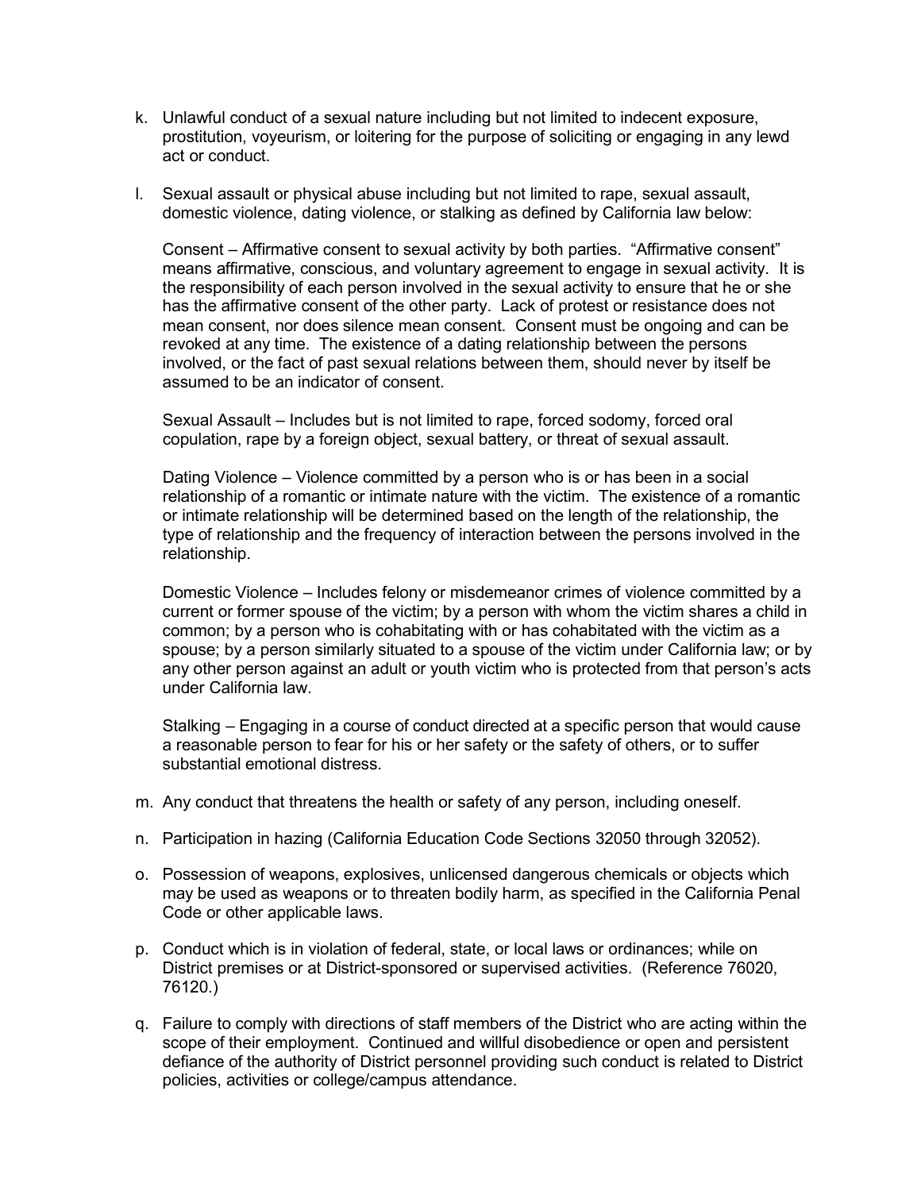k. Unlawful conduct of a sexual nature including but not limited to indecent exposure, prostitution, voyeurism, or loitering for the purpose of soliciting or engaging in any lewd act or conduct.

l. Sexual assault or physical abuse including but not limited to rape, sexual assault, domestic violence, dating violence, or stalking as defined by California law below:

   Consent – Affirmative consent to sexual activity by both parties. "Affirmative consent" means affirmative, conscious, and voluntary agreement to engage in sexual activity. It is the responsibility of each person involved in the sexual activity to ensure that he or she has the affirmative consent of the other party. Lack of protest or resistance does not mean consent, nor does silence mean consent. Consent must be ongoing and can be revoked at any time. The existence of a dating relationship between the persons involved, or the fact of past sexual relations between them, should never by itself be assumed to be an indicator of consent.

   Sexual Assault – Includes but is not limited to rape, forced sodomy, forced oral copulation, rape by a foreign object, sexual battery, or threat of sexual assault.

   Dating Violence – Violence committed by a person who is or has been in a social relationship of a romantic or intimate nature with the victim. The existence of a romantic or intimate relationship will be determined based on the length of the relationship, the type of relationship and the frequency of interaction between the persons involved in the relationship.

   Domestic Violence – Includes felony or misdemeanor crimes of violence committed by a current or former spouse of the victim; by a person with whom the victim shares a child in common; by a person who is cohabitating with or has cohabitated with the victim as a spouse; by a person similarly situated to a spouse of the victim under California law; or by any other person against an adult or youth victim who is protected from that person's acts under California law.

   Stalking – Engaging in a course of conduct directed at a specific person that would cause a reasonable person to fear for his or her safety or the safety of others, or to suffer substantial emotional distress.

m. Any conduct that threatens the health or safety of any person, including oneself.

n. Participation in hazing (California Education Code Sections 32050 through 32052).

o. Possession of weapons, explosives, unlicensed dangerous chemicals or objects which may be used as weapons or to threaten bodily harm, as specified in the California Penal Code or other applicable laws.

p. Conduct which is in violation of federal, state, or local laws or ordinances; while on District premises or at District-sponsored or supervised activities. (Reference 76020, 76120.)

q. Failure to comply with directions of staff members of the District who are acting within the scope of their employment. Continued and willful disobedience or open and persistent defiance of the authority of District personnel providing such conduct is related to District policies, activities or college/campus attendance.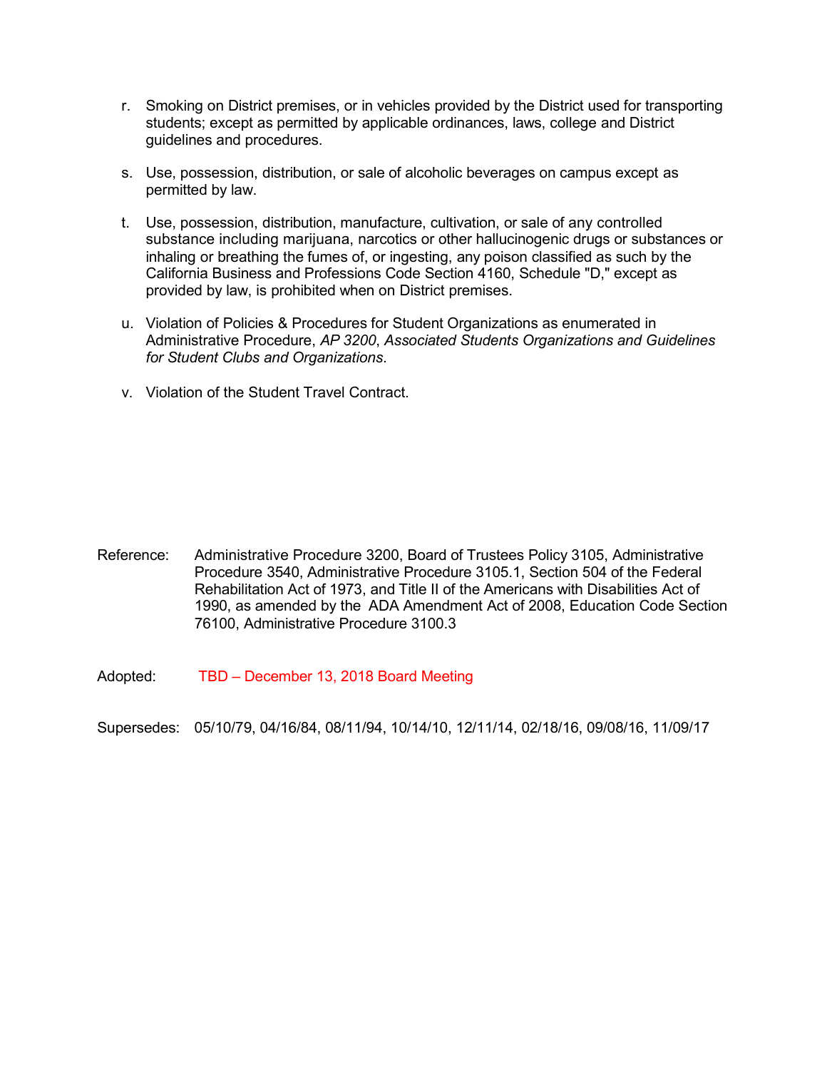r. Smoking on District premises, or in vehicles provided by the District used for transporting students; except as permitted by applicable ordinances, laws, college and District guidelines and procedures.

s. Use, possession, distribution, or sale of alcoholic beverages on campus except as permitted by law.

t. Use, possession, distribution, manufacture, cultivation, or sale of any controlled substance including marijuana, narcotics or other hallucinogenic drugs or substances or inhaling or breathing the fumes of, or ingesting, any poison classified as such by the California Business and Professions Code Section 4160, Schedule "D," except as provided by law, is prohibited when on District premises.

u. Violation of Policies & Procedures for Student Organizations as enumerated in Administrative Procedure, *AP 3200*, *Associated Students Organizations and Guidelines for Student Clubs and Organizations*.

v. Violation of the Student Travel Contract.

Reference: Administrative Procedure 3200, Board of Trustees Policy 3105, Administrative Procedure 3540, Administrative Procedure 3105.1, Section 504 of the Federal Rehabilitation Act of 1973, and Title II of the Americans with Disabilities Act of 1990, as amended by the ADA Amendment Act of 2008, Education Code Section 76100, Administrative Procedure 3100.3

Adopted: TBD – December 13, 2018 Board Meeting

Supersedes: 05/10/79, 04/16/84, 08/11/94, 10/14/10, 12/11/14, 02/18/16, 09/08/16, 11/09/17